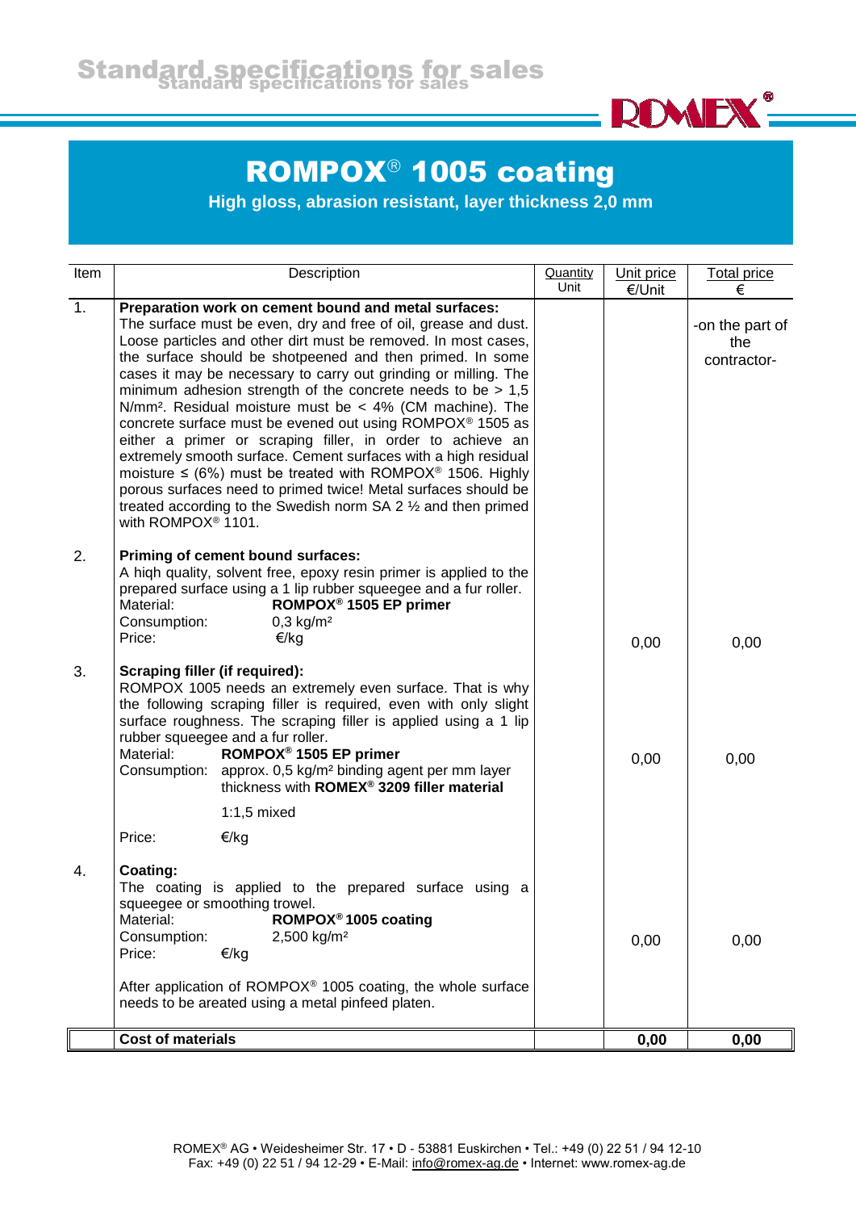# ROMPOX® 1005 coating

**High gloss, abrasion resistant, layer thickness 2,0 mm**

| Item | Description | Quantity Unit | Unit price €/Unit | Total price € |
|---|---|---|---|---|
| 1. | **Preparation work on cement bound and metal surfaces:** The surface must be even, dry and free of oil, grease and dust. Loose particles and other dirt must be removed. In most cases, the surface should be shotpeened and then primed. In some cases it may be necessary to carry out grinding or milling. The minimum adhesion strength of the concrete needs to be > 1,5 N/mm². Residual moisture must be < 4% (CM machine). The concrete surface must be evened out using ROMPOX® 1505 as either a primer or scraping filler, in order to achieve an extremely smooth surface. Cement surfaces with a high residual moisture ≤ (6%) must be treated with ROMPOX® 1506. Highly porous surfaces need to primed twice! Metal surfaces should be treated according to the Swedish norm SA 2 ½ and then primed with ROMPOX® 1101. | | | -on the part of the contractor- |
| 2. | **Priming of cement bound surfaces:** A hiqh quality, solvent free, epoxy resin primer is applied to the prepared surface using a 1 lip rubber squeegee and a fur roller.<br>Material: **ROMPOX® 1505 EP primer**<br>Consumption: 0,3 kg/m²<br>Price: €/kg | | 0,00 | 0,00 |
| 3. | **Scraping filler (if required):** ROMPOX 1005 needs an extremely even surface. That is why the following scraping filler is required, even with only slight surface roughness. The scraping filler is applied using a 1 lip rubber squeegee and a fur roller.<br>Material: **ROMPOX® 1505 EP primer**<br>Consumption: approx. 0,5 kg/m² binding agent per mm layer thickness with **ROMEX® 3209 filler material** 1:1,5 mixed<br>Price: €/kg | | 0,00 | 0,00 |
| 4. | **Coating:** The coating is applied to the prepared surface using a squeegee or smoothing trowel.<br>Material: **ROMPOX® 1005 coating**<br>Consumption: 2,500 kg/m²<br>Price: €/kg<br><br>After application of ROMPOX® 1005 coating, the whole surface needs to be areated using a metal pinfeed platen. | | 0,00 | 0,00 |
| | **Cost of materials** | | **0,00** | **0,00** |

ROMEX® AG • Weidesheimer Str. 17 • D - 53881 Euskirchen • Tel.: +49 (0) 22 51 / 94 12-10
Fax: +49 (0) 22 51 / 94 12-29 • E-Mail: info@romex-ag.de • Internet: www.romex-ag.de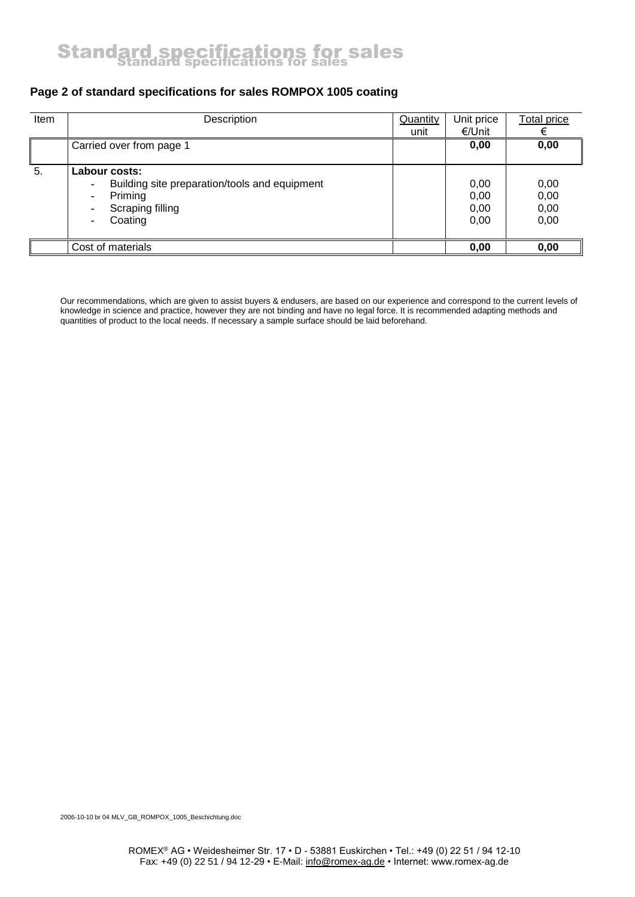## Page 2 of standard specifications for sales ROMPOX 1005 coating

| Item | Description | Quantity unit | Unit price €/Unit | Total price € |
|---|---|---|---|---|
| | Carried over from page 1 | | **0,00** | **0,00** |
| 5. | **Labour costs:** | | | |
| | - Building site preparation/tools and equipment | | 0,00 | 0,00 |
| | - Priming | | 0,00 | 0,00 |
| | - Scraping filling | | 0,00 | 0,00 |
| | - Coating | | 0,00 | 0,00 |
| | Cost of materials | | **0,00** | **0,00** |

Our recommendations, which are given to assist buyers & endusers, are based on our experience and correspond to the current levels of knowledge in science and practice, however they are not binding and have no legal force. It is recommended adapting methods and quantities of product to the local needs. If necessary a sample surface should be laid beforehand.

2006-10-10 br 04 MLV_GB_ROMPOX_1005_Beschichtung.doc

ROMEX® AG • Weidesheimer Str. 17 • D - 53881 Euskirchen • Tel.: +49 (0) 22 51 / 94 12-10
Fax: +49 (0) 22 51 / 94 12-29 • E-Mail: info@romex-ag.de • Internet: www.romex-ag.de